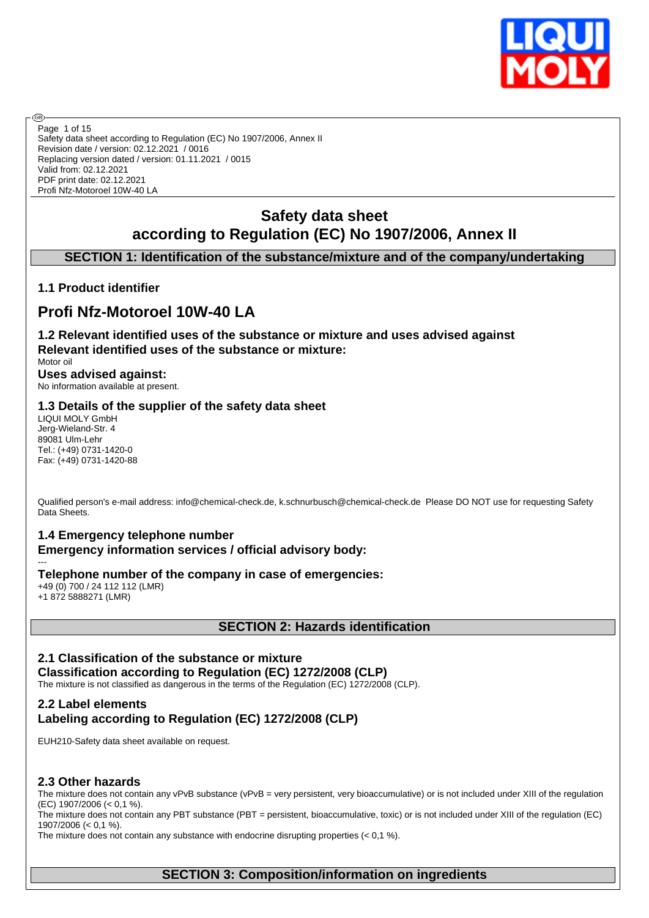Safety data sheet according to Regulation (EC) No 1907/2006, Annex II
Revision date / version: 02.12.2021 / 0016
Replacing version dated / version: 01.11.2021 / 0015
Valid from: 02.12.2021
PDF print date: 02.12.2021
Profi Nfz-Motoroel 10W-40 LA

# Safety data sheet
# according to Regulation (EC) No 1907/2006, Annex II

## SECTION 1: Identification of the substance/mixture and of the company/undertaking

### 1.1 Product identifier

# Profi Nfz-Motoroel 10W-40 LA

### 1.2 Relevant identified uses of the substance or mixture and uses advised against

**Relevant identified uses of the substance or mixture:**

Motor oil

**Uses advised against:**

No information available at present.

### 1.3 Details of the supplier of the safety data sheet

LIQUI MOLY GmbH
Jerg-Wieland-Str. 4
89081 Ulm-Lehr
Tel.: (+49) 0731-1420-0
Fax: (+49) 0731-1420-88

Qualified person's e-mail address: info@chemical-check.de, k.schnurbusch@chemical-check.de Please DO NOT use for requesting Safety Data Sheets.

### 1.4 Emergency telephone number

**Emergency information services / official advisory body:**

---

**Telephone number of the company in case of emergencies:**

+49 (0) 700 / 24 112 112 (LMR)
+1 872 5888271 (LMR)

## SECTION 2: Hazards identification

### 2.1 Classification of the substance or mixture

**Classification according to Regulation (EC) 1272/2008 (CLP)**

The mixture is not classified as dangerous in the terms of the Regulation (EC) 1272/2008 (CLP).

### 2.2 Label elements

**Labeling according to Regulation (EC) 1272/2008 (CLP)**

EUH210-Safety data sheet available on request.

### 2.3 Other hazards

The mixture does not contain any vPvB substance (vPvB = very persistent, very bioaccumulative) or is not included under XIII of the regulation (EC) 1907/2006 (< 0,1 %).
The mixture does not contain any PBT substance (PBT = persistent, bioaccumulative, toxic) or is not included under XIII of the regulation (EC) 1907/2006 (< 0,1 %).
The mixture does not contain any substance with endocrine disrupting properties (< 0,1 %).

## SECTION 3: Composition/information on ingredients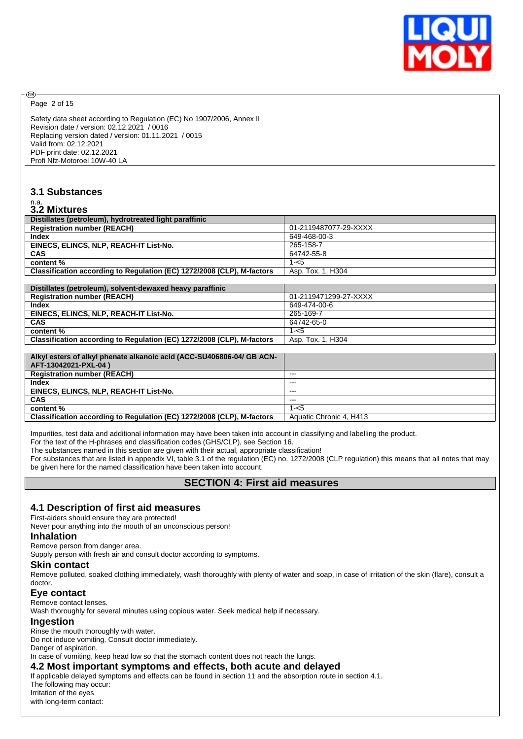Safety data sheet according to Regulation (EC) No 1907/2006, Annex II
Revision date / version: 02.12.2021 / 0016
Replacing version dated / version: 01.11.2021 / 0015
Valid from: 02.12.2021
PDF print date: 02.12.2021
Profi Nfz-Motoroel 10W-40 LA

### 3.1 Substances

n.a.

### 3.2 Mixtures

| Distillates (petroleum), hydrotreated light paraffinic | |
|---|---|
| **Registration number (REACH)** | 01-2119487077-29-XXXX |
| **Index** | 649-468-00-3 |
| **EINECS, ELINCS, NLP, REACH-IT List-No.** | 265-158-7 |
| **CAS** | 64742-55-8 |
| **content %** | 1-<5 |
| **Classification according to Regulation (EC) 1272/2008 (CLP), M-factors** | Asp. Tox. 1, H304 |

| Distillates (petroleum), solvent-dewaxed heavy paraffinic | |
|---|---|
| **Registration number (REACH)** | 01-2119471299-27-XXXX |
| **Index** | 649-474-00-6 |
| **EINECS, ELINCS, NLP, REACH-IT List-No.** | 265-169-7 |
| **CAS** | 64742-65-0 |
| **content %** | 1-<5 |
| **Classification according to Regulation (EC) 1272/2008 (CLP), M-factors** | Asp. Tox. 1, H304 |

| Alkyl esters of alkyl phenate alkanoic acid (ACC-SU406806-04/ GB ACN-AFT-13042021-PXL-04 ) | |
|---|---|
| **Registration number (REACH)** | --- |
| **Index** | --- |
| **EINECS, ELINCS, NLP, REACH-IT List-No.** | --- |
| **CAS** | --- |
| **content %** | 1-<5 |
| **Classification according to Regulation (EC) 1272/2008 (CLP), M-factors** | Aquatic Chronic 4, H413 |

Impurities, test data and additional information may have been taken into account in classifying and labelling the product.
For the text of the H-phrases and classification codes (GHS/CLP), see Section 16.
The substances named in this section are given with their actual, appropriate classification!
For substances that are listed in appendix VI, table 3.1 of the regulation (EC) no. 1272/2008 (CLP regulation) this means that all notes that may be given here for the named classification have been taken into account.

## SECTION 4: First aid measures

### 4.1 Description of first aid measures

First-aiders should ensure they are protected!
Never pour anything into the mouth of an unconscious person!

#### Inhalation

Remove person from danger area.
Supply person with fresh air and consult doctor according to symptoms.

#### Skin contact

Remove polluted, soaked clothing immediately, wash thoroughly with plenty of water and soap, in case of irritation of the skin (flare), consult a doctor.

#### Eye contact

Remove contact lenses.
Wash thoroughly for several minutes using copious water. Seek medical help if necessary.

#### Ingestion

Rinse the mouth thoroughly with water.
Do not induce vomiting. Consult doctor immediately.
Danger of aspiration.
In case of vomiting, keep head low so that the stomach content does not reach the lungs.

### 4.2 Most important symptoms and effects, both acute and delayed

If applicable delayed symptoms and effects can be found in section 11 and the absorption route in section 4.1.
The following may occur:
Irritation of the eyes
with long-term contact: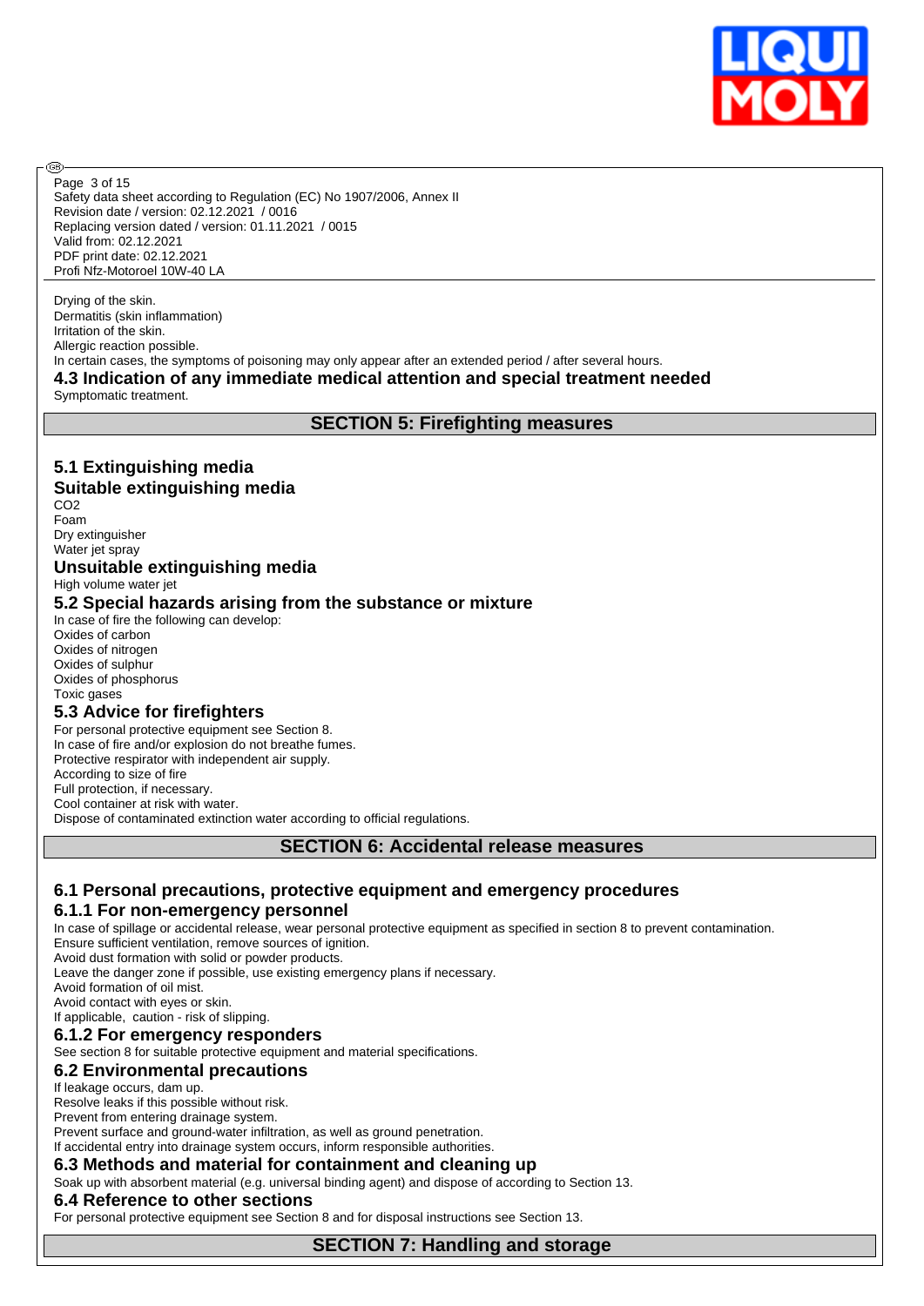Drying of the skin.
Dermatitis (skin inflammation)
Irritation of the skin.
Allergic reaction possible.
In certain cases, the symptoms of poisoning may only appear after an extended period / after several hours.

### 4.3 Indication of any immediate medical attention and special treatment needed

Symptomatic treatment.

## SECTION 5: Firefighting measures

### 5.1 Extinguishing media

### Suitable extinguishing media

$CO_2$
Foam
Dry extinguisher
Water jet spray

### Unsuitable extinguishing media

High volume water jet

### 5.2 Special hazards arising from the substance or mixture

In case of fire the following can develop:
Oxides of carbon
Oxides of nitrogen
Oxides of sulphur
Oxides of phosphorus
Toxic gases

### 5.3 Advice for firefighters

For personal protective equipment see Section 8.
In case of fire and/or explosion do not breathe fumes.
Protective respirator with independent air supply.
According to size of fire
Full protection, if necessary.
Cool container at risk with water.
Dispose of contaminated extinction water according to official regulations.

## SECTION 6: Accidental release measures

### 6.1 Personal precautions, protective equipment and emergency procedures

### 6.1.1 For non-emergency personnel

In case of spillage or accidental release, wear personal protective equipment as specified in section 8 to prevent contamination.
Ensure sufficient ventilation, remove sources of ignition.
Avoid dust formation with solid or powder products.
Leave the danger zone if possible, use existing emergency plans if necessary.
Avoid formation of oil mist.
Avoid contact with eyes or skin.
If applicable, caution - risk of slipping.

### 6.1.2 For emergency responders

See section 8 for suitable protective equipment and material specifications.

### 6.2 Environmental precautions

If leakage occurs, dam up.
Resolve leaks if this possible without risk.
Prevent from entering drainage system.
Prevent surface and ground-water infiltration, as well as ground penetration.
If accidental entry into drainage system occurs, inform responsible authorities.

### 6.3 Methods and material for containment and cleaning up

Soak up with absorbent material (e.g. universal binding agent) and dispose of according to Section 13.

### 6.4 Reference to other sections

For personal protective equipment see Section 8 and for disposal instructions see Section 13.

## SECTION 7: Handling and storage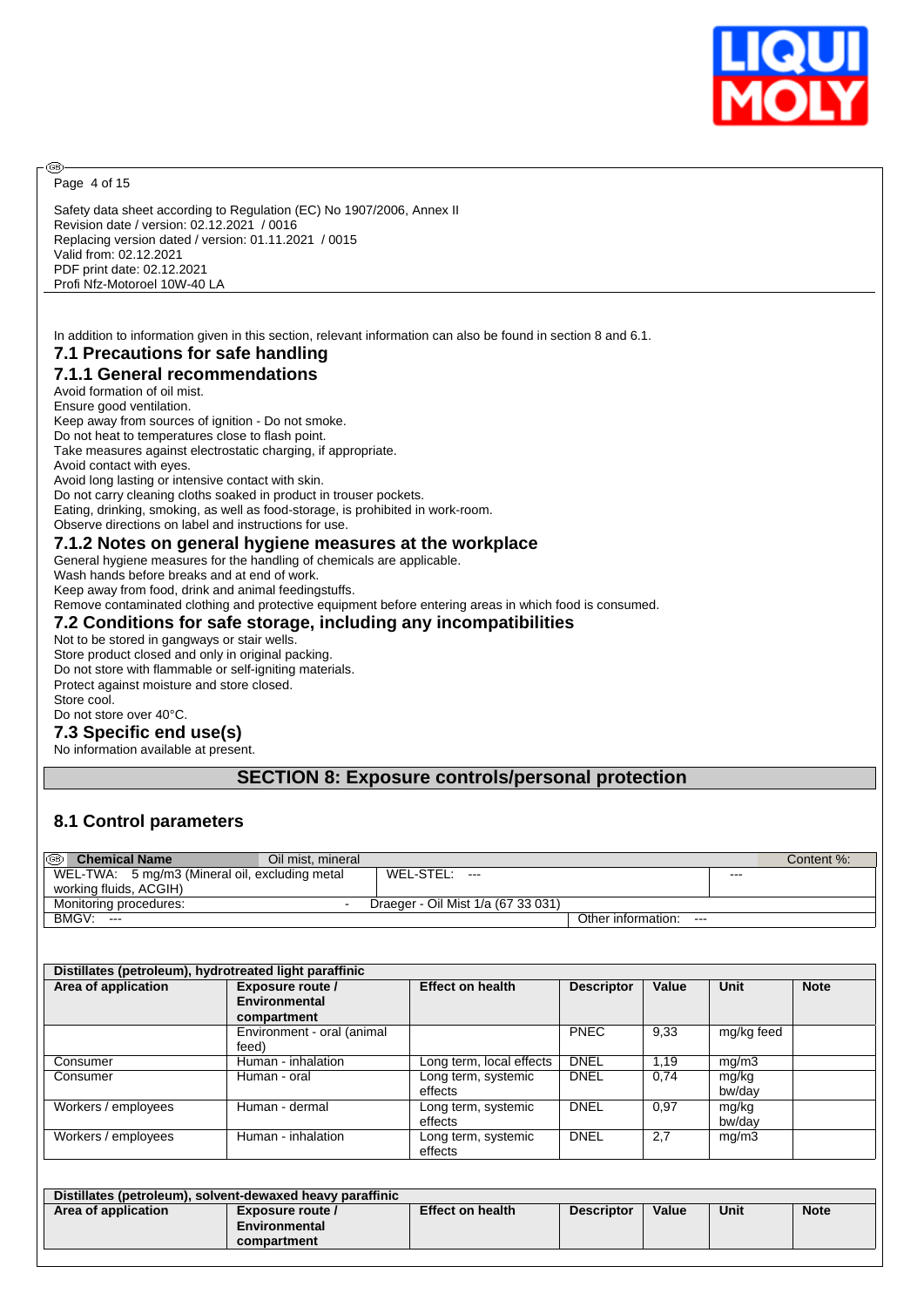Safety data sheet according to Regulation (EC) No 1907/2006, Annex II
Revision date / version: 02.12.2021 / 0016
Replacing version dated / version: 01.11.2021 / 0015
Valid from: 02.12.2021
PDF print date: 02.12.2021
Profi Nfz-Motoroel 10W-40 LA

In addition to information given in this section, relevant information can also be found in section 8 and 6.1.

## 7.1 Precautions for safe handling

### 7.1.1 General recommendations

Avoid formation of oil mist.
Ensure good ventilation.
Keep away from sources of ignition - Do not smoke.
Do not heat to temperatures close to flash point.
Take measures against electrostatic charging, if appropriate.
Avoid contact with eyes.
Avoid long lasting or intensive contact with skin.
Do not carry cleaning cloths soaked in product in trouser pockets.
Eating, drinking, smoking, as well as food-storage, is prohibited in work-room.
Observe directions on label and instructions for use.

### 7.1.2 Notes on general hygiene measures at the workplace

General hygiene measures for the handling of chemicals are applicable.
Wash hands before breaks and at end of work.
Keep away from food, drink and animal feedingstuffs.
Remove contaminated clothing and protective equipment before entering areas in which food is consumed.

## 7.2 Conditions for safe storage, including any incompatibilities

Not to be stored in gangways or stair wells.
Store product closed and only in original packing.
Do not store with flammable or self-igniting materials.
Protect against moisture and store closed.
Store cool.
Do not store over 40°C.

## 7.3 Specific end use(s)

No information available at present.

# SECTION 8: Exposure controls/personal protection

## 8.1 Control parameters

| Chemical Name | Oil mist, mineral | | Content %: |
|---|---|---|---|
| WEL-TWA: 5 mg/m3 (Mineral oil, excluding metal working fluids, ACGIH) | WEL-STEL: --- | | --- |
| Monitoring procedures: | - Draeger - Oil Mist 1/a (67 33 031) | | |
| BMGV: --- | | Other information: --- | |

| Distillates (petroleum), hydrotreated light paraffinic | | | | | | |
|---|---|---|---|---|---|---|
| **Area of application** | **Exposure route / Environmental compartment** | **Effect on health** | **Descriptor** | **Value** | **Unit** | **Note** |
| | Environment - oral (animal feed) | | PNEC | 9,33 | mg/kg feed | |
| Consumer | Human - inhalation | Long term, local effects | DNEL | 1,19 | mg/m3 | |
| Consumer | Human - oral | Long term, systemic effects | DNEL | 0,74 | mg/kg bw/day | |
| Workers / employees | Human - dermal | Long term, systemic effects | DNEL | 0,97 | mg/kg bw/day | |
| Workers / employees | Human - inhalation | Long term, systemic effects | DNEL | 2,7 | mg/m3 | |

| Distillates (petroleum), solvent-dewaxed heavy paraffinic | | | | | | |
|---|---|---|---|---|---|---|
| **Area of application** | **Exposure route / Environmental compartment** | **Effect on health** | **Descriptor** | **Value** | **Unit** | **Note** |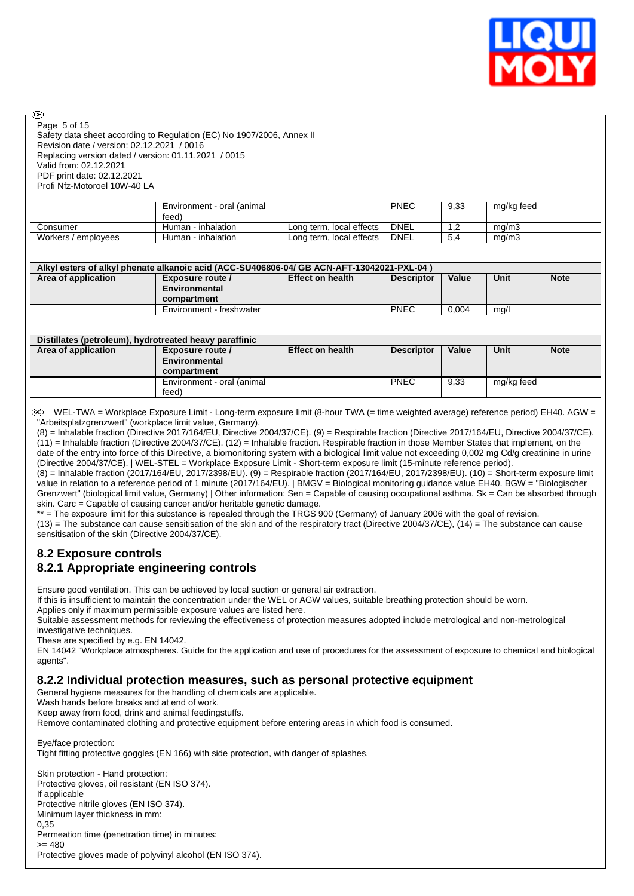| | Environment - oral (animal feed) | | PNEC | 9,33 | mg/kg feed | |
|---|---|---|---|---|---|---|
| Consumer | Human - inhalation | Long term, local effects | DNEL | 1,2 | mg/m3 | |
| Workers / employees | Human - inhalation | Long term, local effects | DNEL | 5,4 | mg/m3 | |

| Alkyl esters of alkyl phenate alkanoic acid (ACC-SU406806-04/ GB ACN-AFT-13042021-PXL-04 ) | | | | | | |
|---|---|---|---|---|---|---|
| **Area of application** | **Exposure route / Environmental compartment** | **Effect on health** | **Descriptor** | **Value** | **Unit** | **Note** |
| | Environment - freshwater | | PNEC | 0,004 | mg/l | |

| Distillates (petroleum), hydrotreated heavy paraffinic | | | | | | |
|---|---|---|---|---|---|---|
| **Area of application** | **Exposure route / Environmental compartment** | **Effect on health** | **Descriptor** | **Value** | **Unit** | **Note** |
| | Environment - oral (animal feed) | | PNEC | 9,33 | mg/kg feed | |

WEL-TWA = Workplace Exposure Limit - Long-term exposure limit (8-hour TWA (= time weighted average) reference period) EH40. AGW = "Arbeitsplatzgrenzwert" (workplace limit value, Germany).
(8) = Inhalable fraction (Directive 2017/164/EU, Directive 2004/37/CE). (9) = Respirable fraction (Directive 2017/164/EU, Directive 2004/37/CE). (11) = Inhalable fraction (Directive 2004/37/CE). (12) = Inhalable fraction. Respirable fraction in those Member States that implement, on the date of the entry into force of this Directive, a biomonitoring system with a biological limit value not exceeding 0,002 mg Cd/g creatinine in urine (Directive 2004/37/CE). | WEL-STEL = Workplace Exposure Limit - Short-term exposure limit (15-minute reference period).
(8) = Inhalable fraction (2017/164/EU, 2017/2398/EU). (9) = Respirable fraction (2017/164/EU, 2017/2398/EU). (10) = Short-term exposure limit value in relation to a reference period of 1 minute (2017/164/EU). | BMGV = Biological monitoring guidance value EH40. BGW = "Biologischer Grenzwert" (biological limit value, Germany) | Other information: Sen = Capable of causing occupational asthma. Sk = Can be absorbed through skin. Carc = Capable of causing cancer and/or heritable genetic damage.
** = The exposure limit for this substance is repealed through the TRGS 900 (Germany) of January 2006 with the goal of revision.
(13) = The substance can cause sensitisation of the skin and of the respiratory tract (Directive 2004/37/CE), (14) = The substance can cause sensitisation of the skin (Directive 2004/37/CE).

## 8.2 Exposure controls

## 8.2.1 Appropriate engineering controls

Ensure good ventilation. This can be achieved by local suction or general air extraction.
If this is insufficient to maintain the concentration under the WEL or AGW values, suitable breathing protection should be worn.
Applies only if maximum permissible exposure values are listed here.
Suitable assessment methods for reviewing the effectiveness of protection measures adopted include metrological and non-metrological investigative techniques.
These are specified by e.g. EN 14042.
EN 14042 "Workplace atmospheres. Guide for the application and use of procedures for the assessment of exposure to chemical and biological agents".

## 8.2.2 Individual protection measures, such as personal protective equipment

General hygiene measures for the handling of chemicals are applicable.
Wash hands before breaks and at end of work.
Keep away from food, drink and animal feedingstuffs.
Remove contaminated clothing and protective equipment before entering areas in which food is consumed.

Eye/face protection:
Tight fitting protective goggles (EN 166) with side protection, with danger of splashes.

Skin protection - Hand protection:
Protective gloves, oil resistant (EN ISO 374).
If applicable
Protective nitrile gloves (EN ISO 374).
Minimum layer thickness in mm:
0,35
Permeation time (penetration time) in minutes:
>= 480
Protective gloves made of polyvinyl alcohol (EN ISO 374).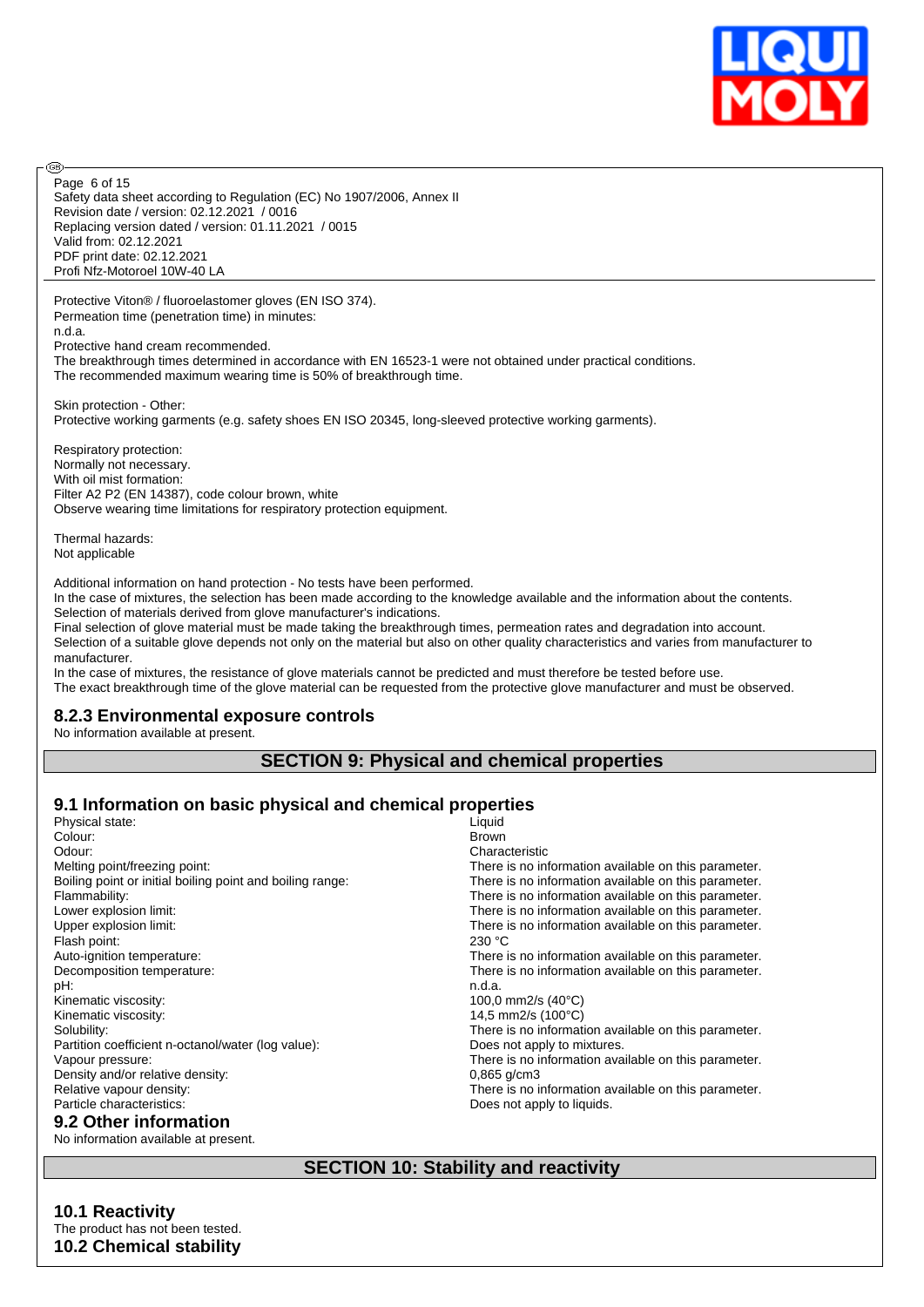Protective Viton® / fluoroelastomer gloves (EN ISO 374).
Permeation time (penetration time) in minutes:
n.d.a.
Protective hand cream recommended.
The breakthrough times determined in accordance with EN 16523-1 were not obtained under practical conditions.
The recommended maximum wearing time is 50% of breakthrough time.

Skin protection - Other:
Protective working garments (e.g. safety shoes EN ISO 20345, long-sleeved protective working garments).

Respiratory protection:
Normally not necessary.
With oil mist formation:
Filter A2 P2 (EN 14387), code colour brown, white
Observe wearing time limitations for respiratory protection equipment.

Thermal hazards:
Not applicable

Additional information on hand protection - No tests have been performed.
In the case of mixtures, the selection has been made according to the knowledge available and the information about the contents.
Selection of materials derived from glove manufacturer's indications.
Final selection of glove material must be made taking the breakthrough times, permeation rates and degradation into account.
Selection of a suitable glove depends not only on the material but also on other quality characteristics and varies from manufacturer to manufacturer.
In the case of mixtures, the resistance of glove materials cannot be predicted and must therefore be tested before use.
The exact breakthrough time of the glove material can be requested from the protective glove manufacturer and must be observed.

### 8.2.3 Environmental exposure controls

No information available at present.

## SECTION 9: Physical and chemical properties

### 9.1 Information on basic physical and chemical properties

| | |
|---|---|
| Physical state: | Liquid |
| Colour: | Brown |
| Odour: | Characteristic |
| Melting point/freezing point: | There is no information available on this parameter. |
| Boiling point or initial boiling point and boiling range: | There is no information available on this parameter. |
| Flammability: | There is no information available on this parameter. |
| Lower explosion limit: | There is no information available on this parameter. |
| Upper explosion limit: | There is no information available on this parameter. |
| Flash point: | 230 °C |
| Auto-ignition temperature: | There is no information available on this parameter. |
| Decomposition temperature: | There is no information available on this parameter. |
| pH: | n.d.a. |
| Kinematic viscosity: | 100,0 mm2/s (40°C) |
| Kinematic viscosity: | 14,5 mm2/s (100°C) |
| Solubility: | There is no information available on this parameter. |
| Partition coefficient n-octanol/water (log value): | Does not apply to mixtures. |
| Vapour pressure: | There is no information available on this parameter. |
| Density and/or relative density: | 0,865 g/cm3 |
| Relative vapour density: | There is no information available on this parameter. |
| Particle characteristics: | Does not apply to liquids. |

### 9.2 Other information

No information available at present.

## SECTION 10: Stability and reactivity

### 10.1 Reactivity

The product has not been tested.

### 10.2 Chemical stability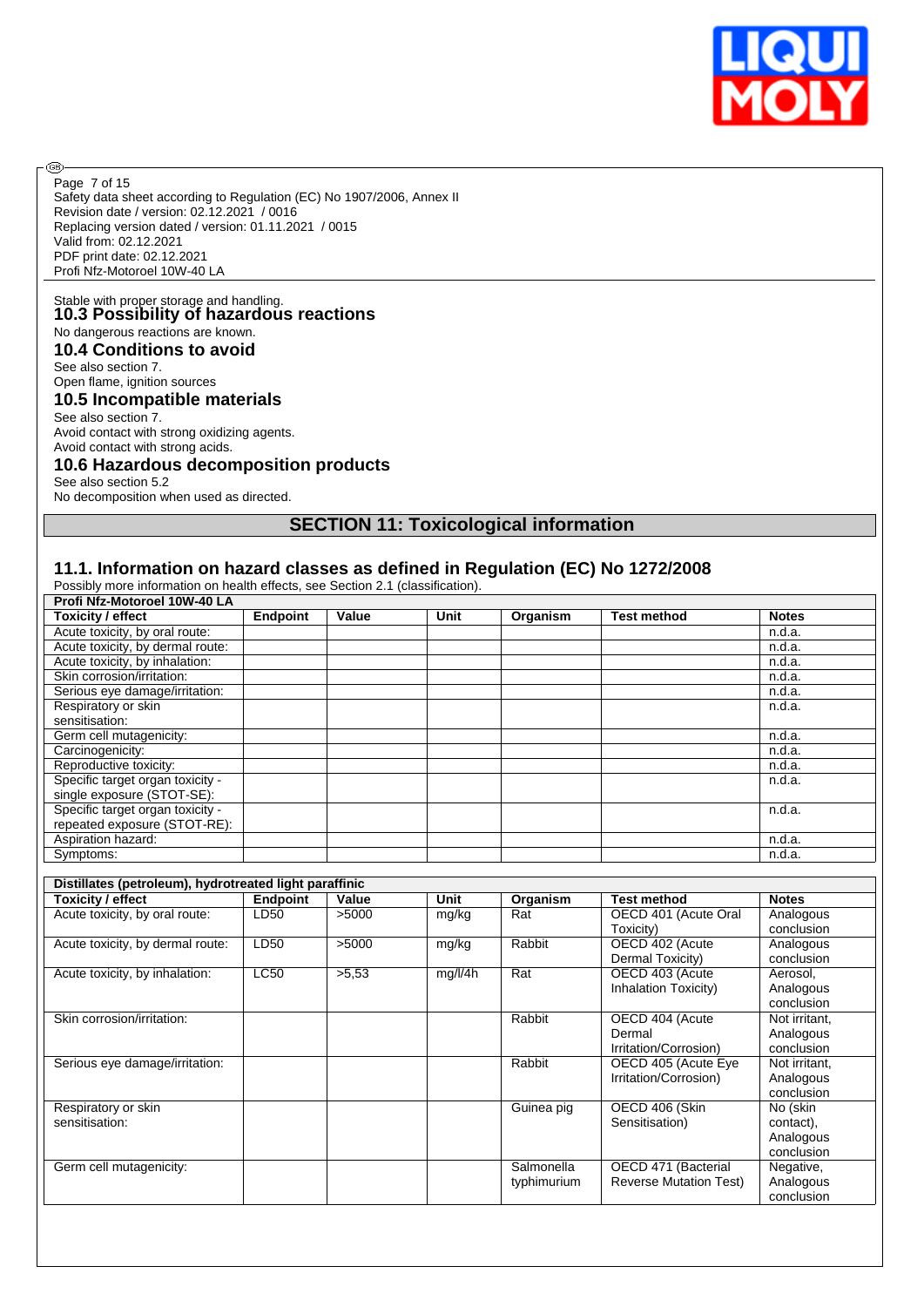Stable with proper storage and handling.

### 10.3 Possibility of hazardous reactions

No dangerous reactions are known.

### 10.4 Conditions to avoid

See also section 7.
Open flame, ignition sources

### 10.5 Incompatible materials

See also section 7.
Avoid contact with strong oxidizing agents.
Avoid contact with strong acids.

### 10.6 Hazardous decomposition products

See also section 5.2
No decomposition when used as directed.

## SECTION 11: Toxicological information

### 11.1. Information on hazard classes as defined in Regulation (EC) No 1272/2008

Possibly more information on health effects, see Section 2.1 (classification).

| Profi Nfz-Motoroel 10W-40 LA | | | | | | |
|---|---|---|---|---|---|---|
| **Toxicity / effect** | **Endpoint** | **Value** | **Unit** | **Organism** | **Test method** | **Notes** |
| Acute toxicity, by oral route: | | | | | | n.d.a. |
| Acute toxicity, by dermal route: | | | | | | n.d.a. |
| Acute toxicity, by inhalation: | | | | | | n.d.a. |
| Skin corrosion/irritation: | | | | | | n.d.a. |
| Serious eye damage/irritation: | | | | | | n.d.a. |
| Respiratory or skin sensitisation: | | | | | | n.d.a. |
| Germ cell mutagenicity: | | | | | | n.d.a. |
| Carcinogenicity: | | | | | | n.d.a. |
| Reproductive toxicity: | | | | | | n.d.a. |
| Specific target organ toxicity - single exposure (STOT-SE): | | | | | | n.d.a. |
| Specific target organ toxicity - repeated exposure (STOT-RE): | | | | | | n.d.a. |
| Aspiration hazard: | | | | | | n.d.a. |
| Symptoms: | | | | | | n.d.a. |

| Distillates (petroleum), hydrotreated light paraffinic | | | | | | |
|---|---|---|---|---|---|---|
| **Toxicity / effect** | **Endpoint** | **Value** | **Unit** | **Organism** | **Test method** | **Notes** |
| Acute toxicity, by oral route: | LD50 | >5000 | mg/kg | Rat | OECD 401 (Acute Oral Toxicity) | Analogous conclusion |
| Acute toxicity, by dermal route: | LD50 | >5000 | mg/kg | Rabbit | OECD 402 (Acute Dermal Toxicity) | Analogous conclusion |
| Acute toxicity, by inhalation: | LC50 | >5,53 | mg/l/4h | Rat | OECD 403 (Acute Inhalation Toxicity) | Aerosol, Analogous conclusion |
| Skin corrosion/irritation: | | | | Rabbit | OECD 404 (Acute Dermal Irritation/Corrosion) | Not irritant, Analogous conclusion |
| Serious eye damage/irritation: | | | | Rabbit | OECD 405 (Acute Eye Irritation/Corrosion) | Not irritant, Analogous conclusion |
| Respiratory or skin sensitisation: | | | | Guinea pig | OECD 406 (Skin Sensitisation) | No (skin contact), Analogous conclusion |
| Germ cell mutagenicity: | | | | Salmonella typhimurium | OECD 471 (Bacterial Reverse Mutation Test) | Negative, Analogous conclusion |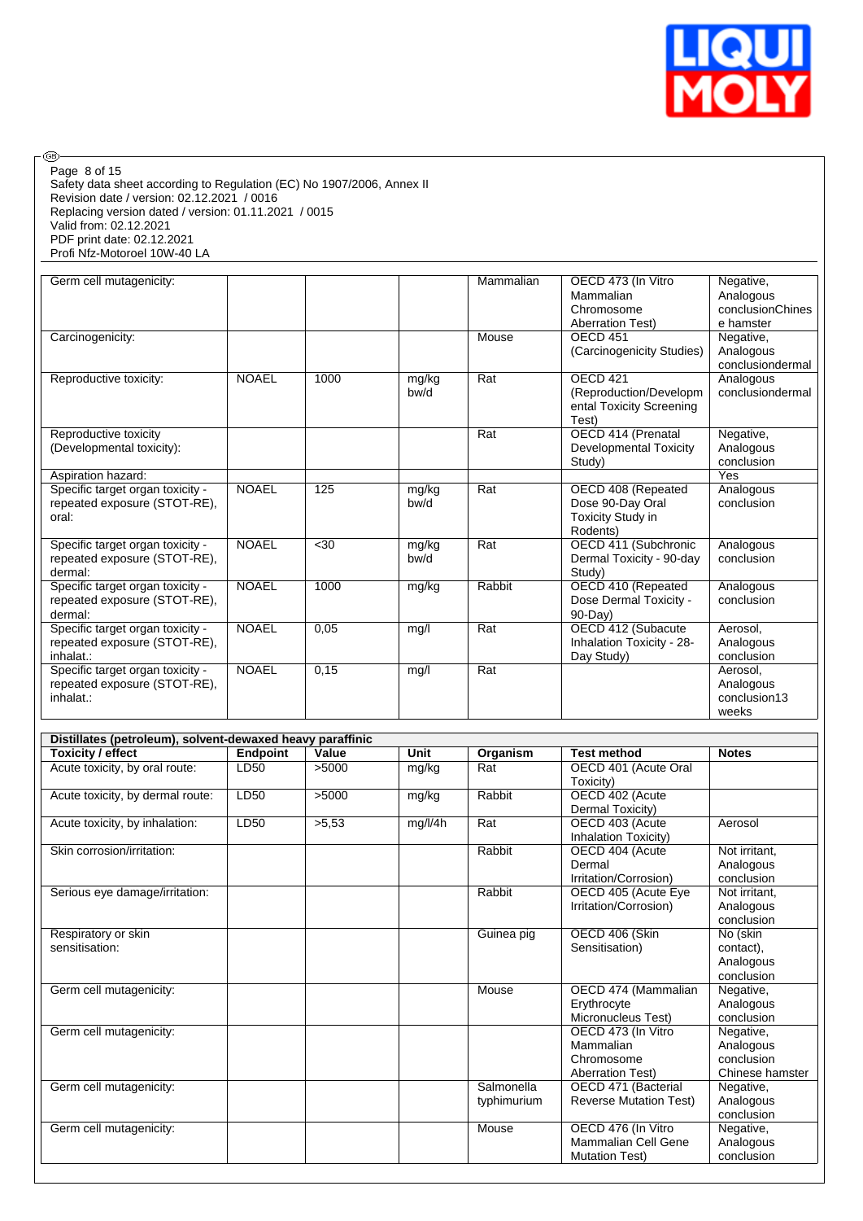| | | | | | | |
|---|---|---|---|---|---|---|
| Germ cell mutagenicity: | | | | Mammalian | OECD 473 (In Vitro Mammalian Chromosome Aberration Test) | Negative, Analogous conclusionChinese hamster |
| Carcinogenicity: | | | | Mouse | OECD 451 (Carcinogenicity Studies) | Negative, Analogous conclusiondermal |
| Reproductive toxicity: | NOAEL | 1000 | mg/kg bw/d | Rat | OECD 421 (Reproduction/Developmental Toxicity Screening Test) | Analogous conclusiondermal |
| Reproductive toxicity (Developmental toxicity): | | | | Rat | OECD 414 (Prenatal Developmental Toxicity Study) | Negative, Analogous conclusion |
| Aspiration hazard: | | | | | | Yes |
| Specific target organ toxicity - repeated exposure (STOT-RE), oral: | NOAEL | 125 | mg/kg bw/d | Rat | OECD 408 (Repeated Dose 90-Day Oral Toxicity Study in Rodents) | Analogous conclusion |
| Specific target organ toxicity - repeated exposure (STOT-RE), dermal: | NOAEL | <30 | mg/kg bw/d | Rat | OECD 411 (Subchronic Dermal Toxicity - 90-day Study) | Analogous conclusion |
| Specific target organ toxicity - repeated exposure (STOT-RE), dermal: | NOAEL | 1000 | mg/kg | Rabbit | OECD 410 (Repeated Dose Dermal Toxicity - 90-Day) | Analogous conclusion |
| Specific target organ toxicity - repeated exposure (STOT-RE), inhalat.: | NOAEL | 0,05 | mg/l | Rat | OECD 412 (Subacute Inhalation Toxicity - 28-Day Study) | Aerosol, Analogous conclusion |
| Specific target organ toxicity - repeated exposure (STOT-RE), inhalat.: | NOAEL | 0,15 | mg/l | Rat | | Aerosol, Analogous conclusion13 weeks |

| **Distillates (petroleum), solvent-dewaxed heavy paraffinic** | | | | | | |
|---|---|---|---|---|---|---|
| **Toxicity / effect** | **Endpoint** | **Value** | **Unit** | **Organism** | **Test method** | **Notes** |
| Acute toxicity, by oral route: | LD50 | >5000 | mg/kg | Rat | OECD 401 (Acute Oral Toxicity) | |
| Acute toxicity, by dermal route: | LD50 | >5000 | mg/kg | Rabbit | OECD 402 (Acute Dermal Toxicity) | |
| Acute toxicity, by inhalation: | LD50 | >5,53 | mg/l/4h | Rat | OECD 403 (Acute Inhalation Toxicity) | Aerosol |
| Skin corrosion/irritation: | | | | Rabbit | OECD 404 (Acute Dermal Irritation/Corrosion) | Not irritant, Analogous conclusion |
| Serious eye damage/irritation: | | | | Rabbit | OECD 405 (Acute Eye Irritation/Corrosion) | Not irritant, Analogous conclusion |
| Respiratory or skin sensitisation: | | | | Guinea pig | OECD 406 (Skin Sensitisation) | No (skin contact), Analogous conclusion |
| Germ cell mutagenicity: | | | | Mouse | OECD 474 (Mammalian Erythrocyte Micronucleus Test) | Negative, Analogous conclusion |
| Germ cell mutagenicity: | | | | | OECD 473 (In Vitro Mammalian Chromosome Aberration Test) | Negative, Analogous conclusion Chinese hamster |
| Germ cell mutagenicity: | | | | Salmonella typhimurium | OECD 471 (Bacterial Reverse Mutation Test) | Negative, Analogous conclusion |
| Germ cell mutagenicity: | | | | Mouse | OECD 476 (In Vitro Mammalian Cell Gene Mutation Test) | Negative, Analogous conclusion |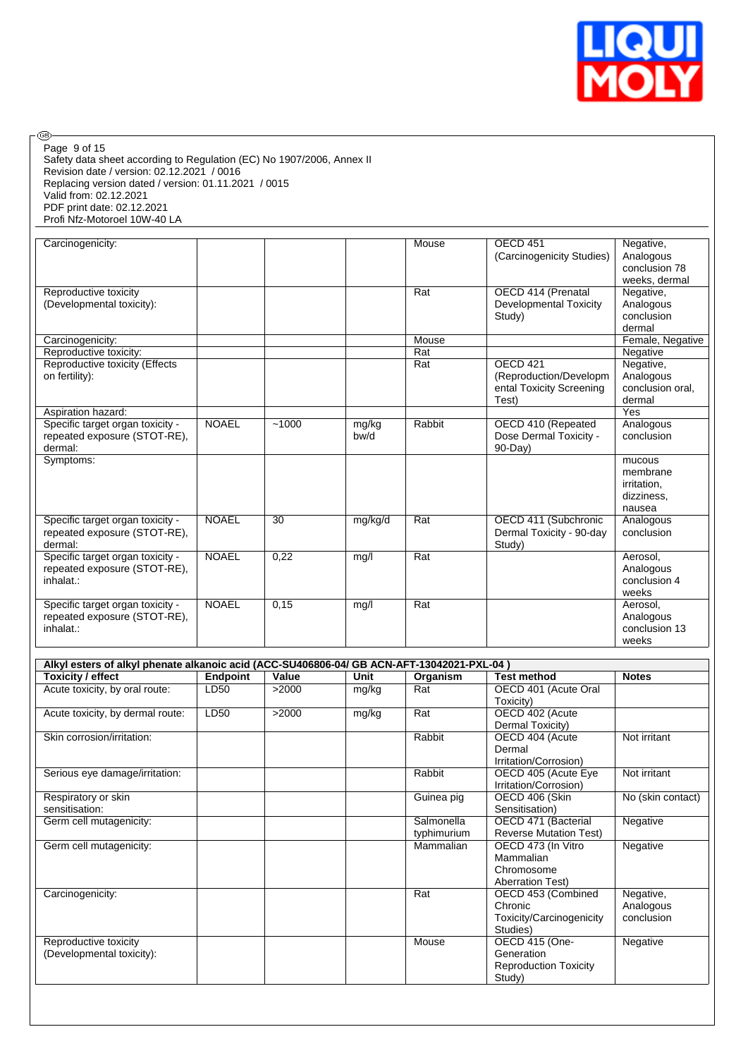Page 9 of 15
Safety data sheet according to Regulation (EC) No 1907/2006, Annex II
Revision date / version: 02.12.2021 / 0016
Replacing version dated / version: 01.11.2021 / 0015
Valid from: 02.12.2021
PDF print date: 02.12.2021
Profi Nfz-Motoroel 10W-40 LA

| | | | | | | |
|---|---|---|---|---|---|---|
| Carcinogenicity: | | | | Mouse | OECD 451 (Carcinogenicity Studies) | Negative, Analogous conclusion 78 weeks, dermal |
| Reproductive toxicity (Developmental toxicity): | | | | Rat | OECD 414 (Prenatal Developmental Toxicity Study) | Negative, Analogous conclusion dermal |
| Carcinogenicity: | | | | Mouse | | Female, Negative |
| Reproductive toxicity: | | | | Rat | | Negative |
| Reproductive toxicity (Effects on fertility): | | | | Rat | OECD 421 (Reproduction/Developmental Toxicity Screening Test) | Negative, Analogous conclusion oral, dermal |
| Aspiration hazard: | | | | | | Yes |
| Specific target organ toxicity - repeated exposure (STOT-RE), dermal: | NOAEL | ~1000 | mg/kg bw/d | Rabbit | OECD 410 (Repeated Dose Dermal Toxicity - 90-Day) | Analogous conclusion |
| Symptoms: | | | | | | mucous membrane irritation, dizziness, nausea |
| Specific target organ toxicity - repeated exposure (STOT-RE), dermal: | NOAEL | 30 | mg/kg/d | Rat | OECD 411 (Subchronic Dermal Toxicity - 90-day Study) | Analogous conclusion |
| Specific target organ toxicity - repeated exposure (STOT-RE), inhalat.: | NOAEL | 0,22 | mg/l | Rat | | Aerosol, Analogous conclusion 4 weeks |
| Specific target organ toxicity - repeated exposure (STOT-RE), inhalat.: | NOAEL | 0,15 | mg/l | Rat | | Aerosol, Analogous conclusion 13 weeks |

**Alkyl esters of alkyl phenate alkanoic acid (ACC-SU406806-04/ GB ACN-AFT-13042021-PXL-04 )**

| Toxicity / effect | Endpoint | Value | Unit | Organism | Test method | Notes |
|---|---|---|---|---|---|---|
| Acute toxicity, by oral route: | LD50 | >2000 | mg/kg | Rat | OECD 401 (Acute Oral Toxicity) | |
| Acute toxicity, by dermal route: | LD50 | >2000 | mg/kg | Rat | OECD 402 (Acute Dermal Toxicity) | |
| Skin corrosion/irritation: | | | | Rabbit | OECD 404 (Acute Dermal Irritation/Corrosion) | Not irritant |
| Serious eye damage/irritation: | | | | Rabbit | OECD 405 (Acute Eye Irritation/Corrosion) | Not irritant |
| Respiratory or skin sensitisation: | | | | Guinea pig | OECD 406 (Skin Sensitisation) | No (skin contact) |
| Germ cell mutagenicity: | | | | Salmonella typhimurium | OECD 471 (Bacterial Reverse Mutation Test) | Negative |
| Germ cell mutagenicity: | | | | Mammalian | OECD 473 (In Vitro Mammalian Chromosome Aberration Test) | Negative |
| Carcinogenicity: | | | | Rat | OECD 453 (Combined Chronic Toxicity/Carcinogenicity Studies) | Negative, Analogous conclusion |
| Reproductive toxicity (Developmental toxicity): | | | | Mouse | OECD 415 (One-Generation Reproduction Toxicity Study) | Negative |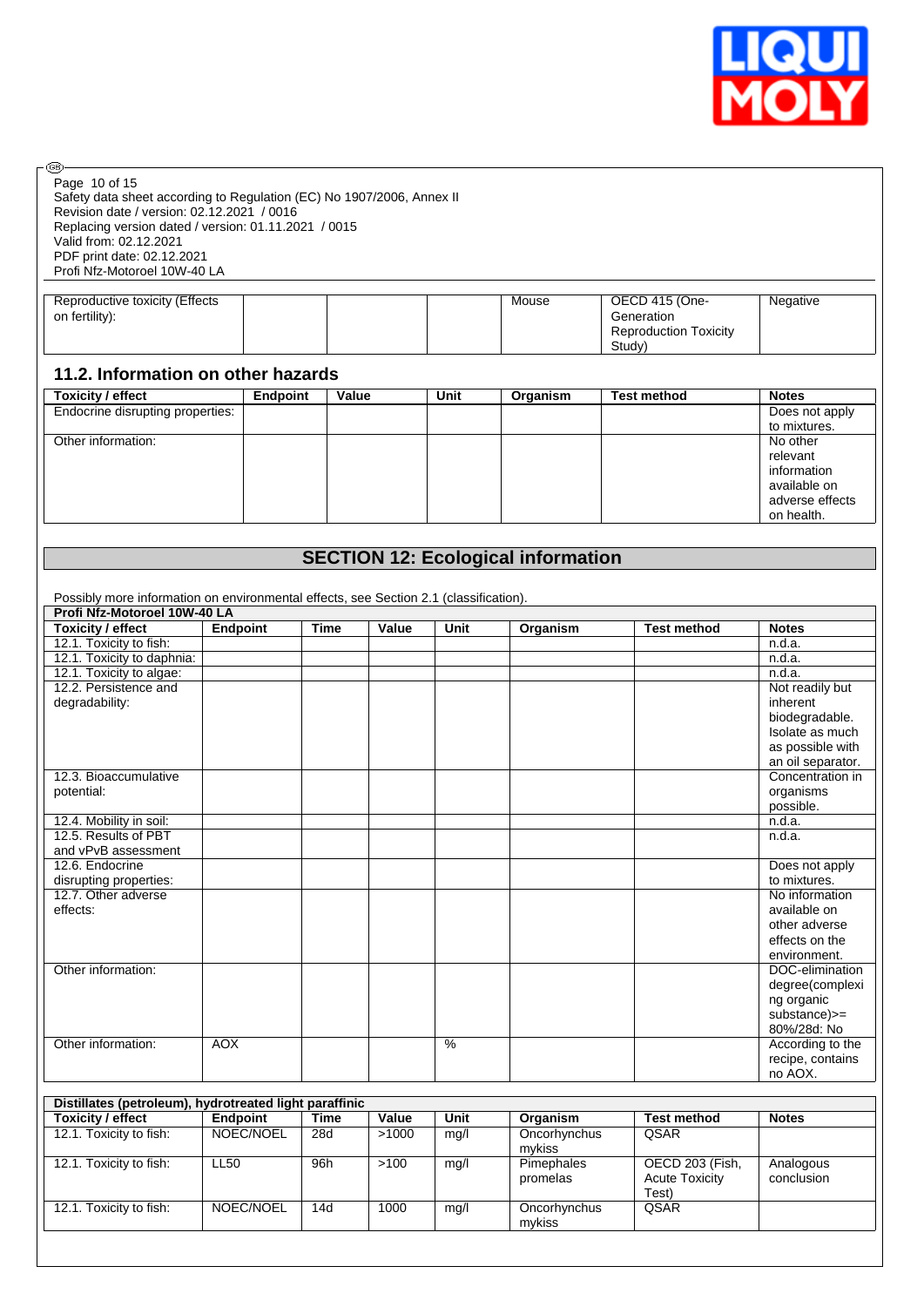| Reproductive toxicity (Effects on fertility): | | | | Mouse | OECD 415 (One-Generation Reproduction Toxicity Study) | Negative |
|---|---|---|---|---|---|---|

### 11.2. Information on other hazards

| Toxicity / effect | Endpoint | Value | Unit | Organism | Test method | Notes |
|---|---|---|---|---|---|---|
| Endocrine disrupting properties: | | | | | | Does not apply to mixtures. |
| Other information: | | | | | | No other relevant information available on adverse effects on health. |

## SECTION 12: Ecological information

Possibly more information on environmental effects, see Section 2.1 (classification).

| Profi Nfz-Motoroel 10W-40 LA | | | | | | | |
|---|---|---|---|---|---|---|---|
| **Toxicity / effect** | **Endpoint** | **Time** | **Value** | **Unit** | **Organism** | **Test method** | **Notes** |
| 12.1. Toxicity to fish: | | | | | | | n.d.a. |
| 12.1. Toxicity to daphnia: | | | | | | | n.d.a. |
| 12.1. Toxicity to algae: | | | | | | | n.d.a. |
| 12.2. Persistence and degradability: | | | | | | | Not readily but inherent biodegradable. Isolate as much as possible with an oil separator. |
| 12.3. Bioaccumulative potential: | | | | | | | Concentration in organisms possible. |
| 12.4. Mobility in soil: | | | | | | | n.d.a. |
| 12.5. Results of PBT and vPvB assessment | | | | | | | n.d.a. |
| 12.6. Endocrine disrupting properties: | | | | | | | Does not apply to mixtures. |
| 12.7. Other adverse effects: | | | | | | | No information available on other adverse effects on the environment. |
| Other information: | | | | | | | DOC-elimination degree(complexing organic substance)>= 80%/28d: No |
| Other information: | AOX | | | % | | | According to the recipe, contains no AOX. |

| Distillates (petroleum), hydrotreated light paraffinic | | | | | | | |
|---|---|---|---|---|---|---|---|
| **Toxicity / effect** | **Endpoint** | **Time** | **Value** | **Unit** | **Organism** | **Test method** | **Notes** |
| 12.1. Toxicity to fish: | NOEC/NOEL | 28d | >1000 | mg/l | Oncorhynchus mykiss | QSAR | |
| 12.1. Toxicity to fish: | LL50 | 96h | >100 | mg/l | Pimephales promelas | OECD 203 (Fish, Acute Toxicity Test) | Analogous conclusion |
| 12.1. Toxicity to fish: | NOEC/NOEL | 14d | 1000 | mg/l | Oncorhynchus mykiss | QSAR | |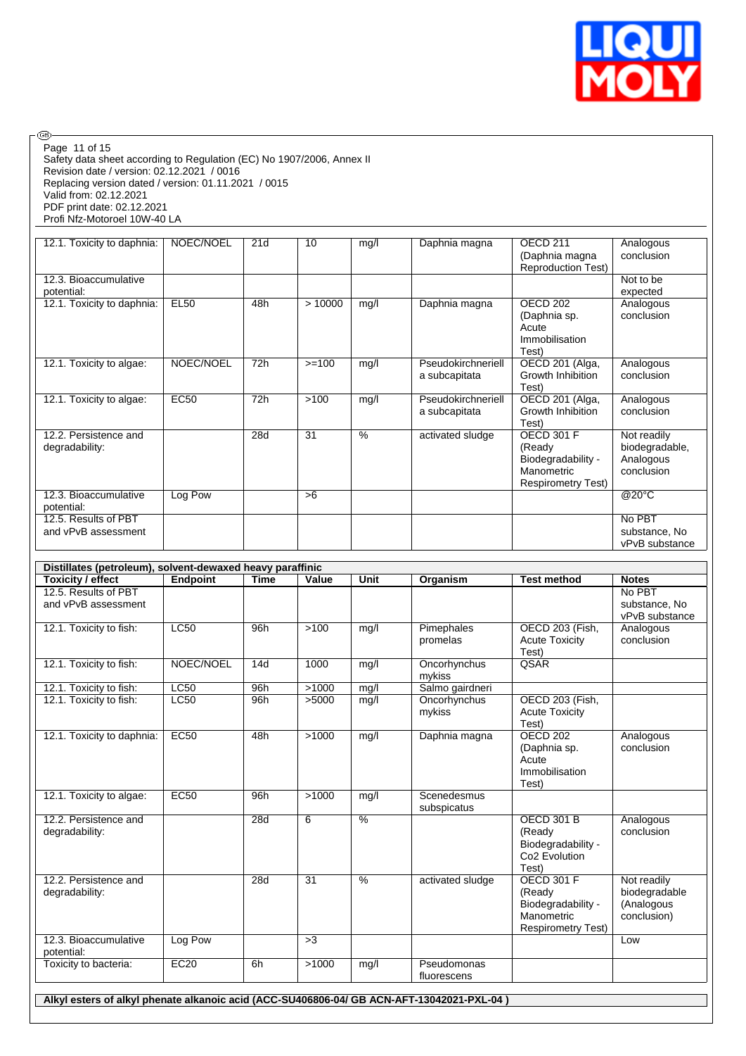| 12.1. Toxicity to daphnia: | NOEC/NOEL | 21d | 10 | mg/l | Daphnia magna | OECD 211 (Daphnia magna Reproduction Test) | Analogous conclusion |
|---|---|---|---|---|---|---|---|
| 12.3. Bioaccumulative potential: | | | | | | | Not to be expected |
| 12.1. Toxicity to daphnia: | EL50 | 48h | > 10000 | mg/l | Daphnia magna | OECD 202 (Daphnia sp. Acute Immobilisation Test) | Analogous conclusion |
| 12.1. Toxicity to algae: | NOEC/NOEL | 72h | >=100 | mg/l | Pseudokirchneriella subcapitata | OECD 201 (Alga, Growth Inhibition Test) | Analogous conclusion |
| 12.1. Toxicity to algae: | EC50 | 72h | >100 | mg/l | Pseudokirchneriella subcapitata | OECD 201 (Alga, Growth Inhibition Test) | Analogous conclusion |
| 12.2. Persistence and degradability: | | 28d | 31 | % | activated sludge | OECD 301 F (Ready Biodegradability - Manometric Respirometry Test) | Not readily biodegradable, Analogous conclusion |
| 12.3. Bioaccumulative potential: | Log Pow | | >6 | | | | @20°C |
| 12.5. Results of PBT and vPvB assessment | | | | | | | No PBT substance, No vPvB substance |

| **Distillates (petroleum), solvent-dewaxed heavy paraffinic** | | | | | | | |
|---|---|---|---|---|---|---|---|
| **Toxicity / effect** | **Endpoint** | **Time** | **Value** | **Unit** | **Organism** | **Test method** | **Notes** |
| 12.5. Results of PBT and vPvB assessment | | | | | | | No PBT substance, No vPvB substance |
| 12.1. Toxicity to fish: | LC50 | 96h | >100 | mg/l | Pimephales promelas | OECD 203 (Fish, Acute Toxicity Test) | Analogous conclusion |
| 12.1. Toxicity to fish: | NOEC/NOEL | 14d | 1000 | mg/l | Oncorhynchus mykiss | QSAR | |
| 12.1. Toxicity to fish: | LC50 | 96h | >1000 | mg/l | Salmo gairdneri | | |
| 12.1. Toxicity to fish: | LC50 | 96h | >5000 | mg/l | Oncorhynchus mykiss | OECD 203 (Fish, Acute Toxicity Test) | |
| 12.1. Toxicity to daphnia: | EC50 | 48h | >1000 | mg/l | Daphnia magna | OECD 202 (Daphnia sp. Acute Immobilisation Test) | Analogous conclusion |
| 12.1. Toxicity to algae: | EC50 | 96h | >1000 | mg/l | Scenedesmus subspicatus | | |
| 12.2. Persistence and degradability: | | 28d | 6 | % | | OECD 301 B (Ready Biodegradability - Co2 Evolution Test) | Analogous conclusion |
| 12.2. Persistence and degradability: | | 28d | 31 | % | activated sludge | OECD 301 F (Ready Biodegradability - Manometric Respirometry Test) | Not readily biodegradable (Analogous conclusion) |
| 12.3. Bioaccumulative potential: | Log Pow | | >3 | | | | Low |
| Toxicity to bacteria: | EC20 | 6h | >1000 | mg/l | Pseudomonas fluorescens | | |

| **Alkyl esters of alkyl phenate alkanoic acid (ACC-SU406806-04/ GB ACN-AFT-13042021-PXL-04 )** |
|---|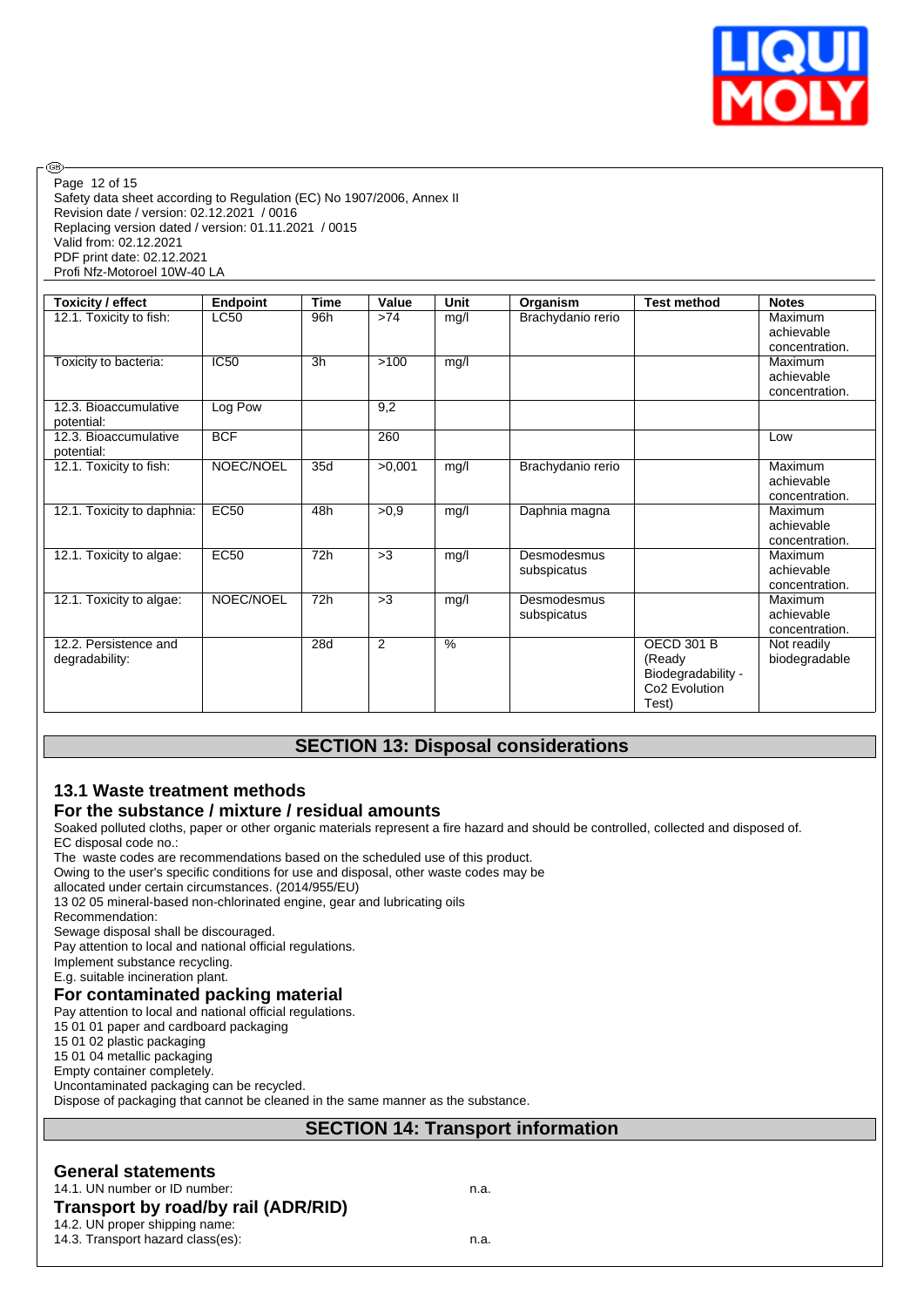| Toxicity / effect | Endpoint | Time | Value | Unit | Organism | Test method | Notes |
|---|---|---|---|---|---|---|---|
| 12.1. Toxicity to fish: | LC50 | 96h | >74 | mg/l | Brachydanio rerio | | Maximum achievable concentration. |
| Toxicity to bacteria: | IC50 | 3h | >100 | mg/l | | | Maximum achievable concentration. |
| 12.3. Bioaccumulative potential: | Log Pow | | 9,2 | | | | |
| 12.3. Bioaccumulative potential: | BCF | | 260 | | | | Low |
| 12.1. Toxicity to fish: | NOEC/NOEL | 35d | >0,001 | mg/l | Brachydanio rerio | | Maximum achievable concentration. |
| 12.1. Toxicity to daphnia: | EC50 | 48h | >0,9 | mg/l | Daphnia magna | | Maximum achievable concentration. |
| 12.1. Toxicity to algae: | EC50 | 72h | >3 | mg/l | Desmodesmus subspicatus | | Maximum achievable concentration. |
| 12.1. Toxicity to algae: | NOEC/NOEL | 72h | >3 | mg/l | Desmodesmus subspicatus | | Maximum achievable concentration. |
| 12.2. Persistence and degradability: | | 28d | 2 | % | | OECD 301 B (Ready Biodegradability - Co2 Evolution Test) | Not readily biodegradable |

## SECTION 13: Disposal considerations

### 13.1 Waste treatment methods

### For the substance / mixture / residual amounts

Soaked polluted cloths, paper or other organic materials represent a fire hazard and should be controlled, collected and disposed of.
EC disposal code no.:
The waste codes are recommendations based on the scheduled use of this product.
Owing to the user's specific conditions for use and disposal, other waste codes may be allocated under certain circumstances. (2014/955/EU)
13 02 05 mineral-based non-chlorinated engine, gear and lubricating oils
Recommendation:
Sewage disposal shall be discouraged.
Pay attention to local and national official regulations.
Implement substance recycling.
E.g. suitable incineration plant.

### For contaminated packing material

Pay attention to local and national official regulations.
15 01 01 paper and cardboard packaging
15 01 02 plastic packaging
15 01 04 metallic packaging
Empty container completely.
Uncontaminated packaging can be recycled.
Dispose of packaging that cannot be cleaned in the same manner as the substance.

## SECTION 14: Transport information

### General statements

14.1. UN number or ID number: n.a.

### Transport by road/by rail (ADR/RID)

14.2. UN proper shipping name:
14.3. Transport hazard class(es): n.a.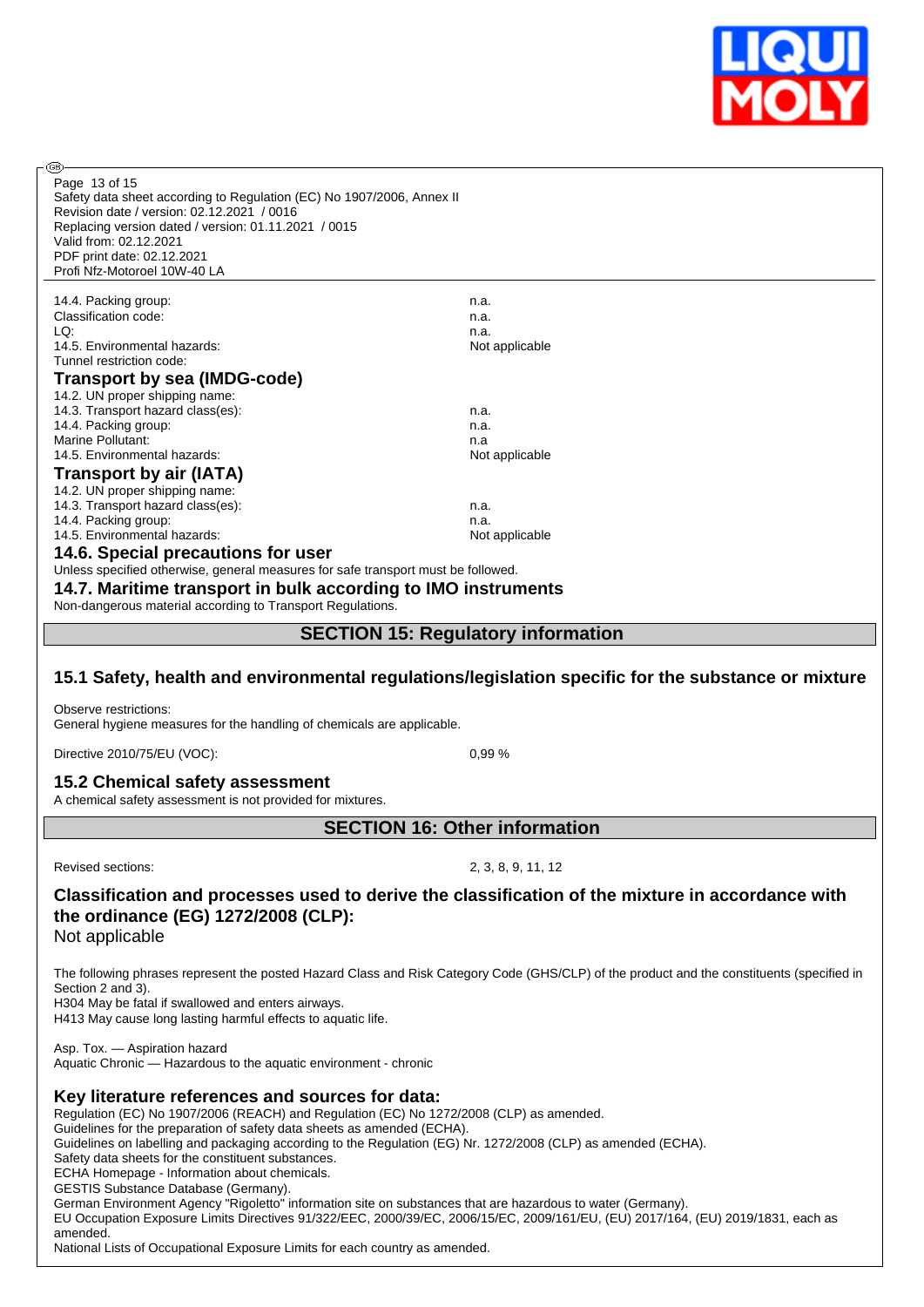| | |
|---|---|
| 14.4. Packing group: | n.a. |
| Classification code: | n.a. |
| LQ: | n.a. |
| 14.5. Environmental hazards: | Not applicable |
| Tunnel restriction code: | |

### Transport by sea (IMDG-code)

| | |
|---|---|
| 14.2. UN proper shipping name: | |
| 14.3. Transport hazard class(es): | n.a. |
| 14.4. Packing group: | n.a. |
| Marine Pollutant: | n.a |
| 14.5. Environmental hazards: | Not applicable |

### Transport by air (IATA)

| | |
|---|---|
| 14.2. UN proper shipping name: | |
| 14.3. Transport hazard class(es): | n.a. |
| 14.4. Packing group: | n.a. |
| 14.5. Environmental hazards: | Not applicable |

### 14.6. Special precautions for user

Unless specified otherwise, general measures for safe transport must be followed.

### 14.7. Maritime transport in bulk according to IMO instruments

Non-dangerous material according to Transport Regulations.

## SECTION 15: Regulatory information

### 15.1 Safety, health and environmental regulations/legislation specific for the substance or mixture

Observe restrictions:
General hygiene measures for the handling of chemicals are applicable.

Directive 2010/75/EU (VOC): 0,99 %

### 15.2 Chemical safety assessment

A chemical safety assessment is not provided for mixtures.

## SECTION 16: Other information

Revised sections: 2, 3, 8, 9, 11, 12

### Classification and processes used to derive the classification of the mixture in accordance with the ordinance (EG) 1272/2008 (CLP):

Not applicable

The following phrases represent the posted Hazard Class and Risk Category Code (GHS/CLP) of the product and the constituents (specified in Section 2 and 3).
H304 May be fatal if swallowed and enters airways.
H413 May cause long lasting harmful effects to aquatic life.

Asp. Tox. — Aspiration hazard
Aquatic Chronic — Hazardous to the aquatic environment - chronic

### Key literature references and sources for data:

Regulation (EC) No 1907/2006 (REACH) and Regulation (EC) No 1272/2008 (CLP) as amended.
Guidelines for the preparation of safety data sheets as amended (ECHA).
Guidelines on labelling and packaging according to the Regulation (EG) Nr. 1272/2008 (CLP) as amended (ECHA).
Safety data sheets for the constituent substances.
ECHA Homepage - Information about chemicals.
GESTIS Substance Database (Germany).
German Environment Agency "Rigoletto" information site on substances that are hazardous to water (Germany).
EU Occupation Exposure Limits Directives 91/322/EEC, 2000/39/EC, 2006/15/EC, 2009/161/EU, (EU) 2017/164, (EU) 2019/1831, each as amended.
National Lists of Occupational Exposure Limits for each country as amended.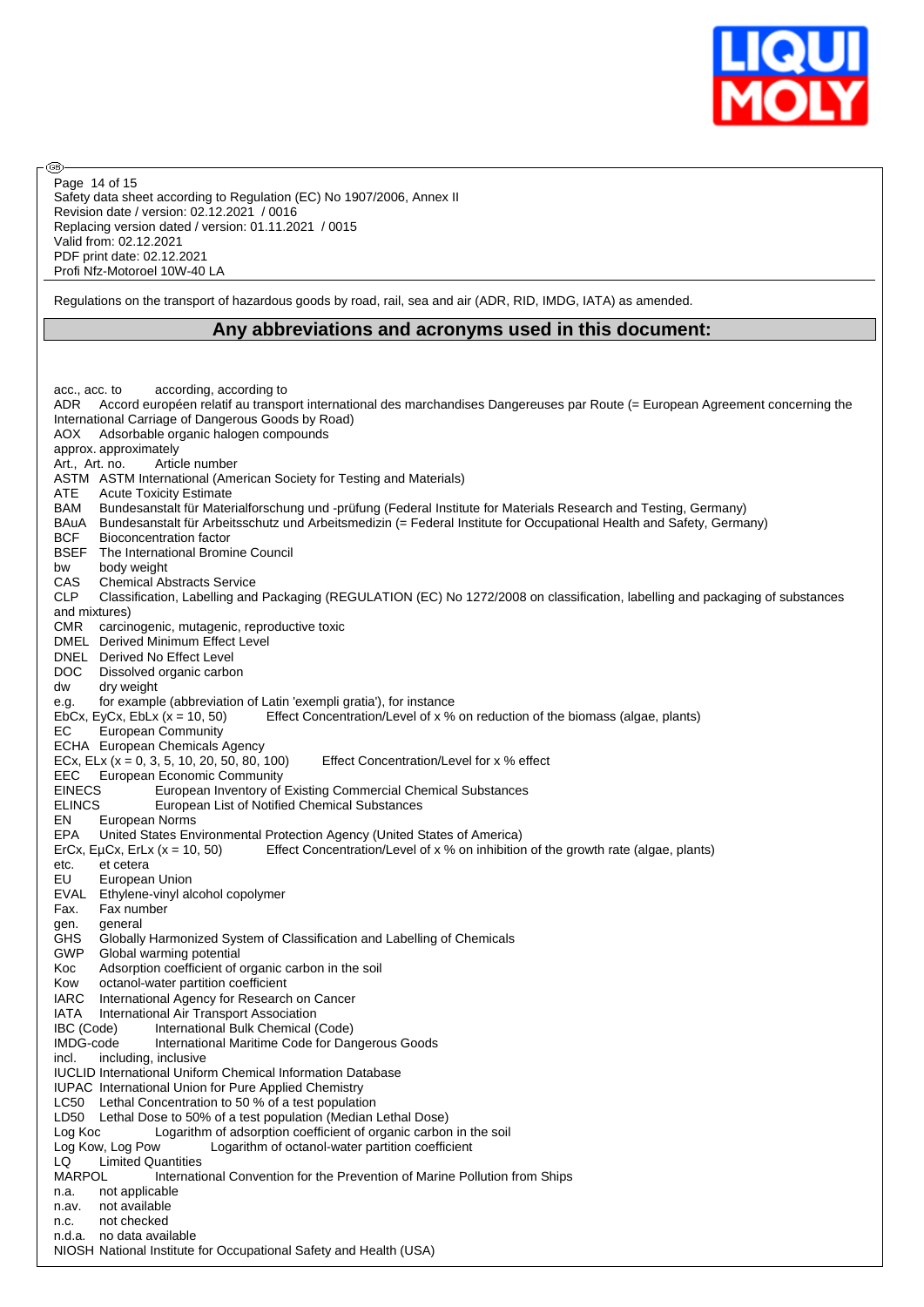Page 14 of 15
Safety data sheet according to Regulation (EC) No 1907/2006, Annex II
Revision date / version: 02.12.2021 / 0016
Replacing version dated / version: 01.11.2021 / 0015
Valid from: 02.12.2021
PDF print date: 02.12.2021
Profi Nfz-Motoroel 10W-40 LA

Regulations on the transport of hazardous goods by road, rail, sea and air (ADR, RID, IMDG, IATA) as amended.

## Any abbreviations and acronyms used in this document:

acc., acc. to according, according to
ADR Accord européen relatif au transport international des marchandises Dangereuses par Route (= European Agreement concerning the International Carriage of Dangerous Goods by Road)
AOX Adsorbable organic halogen compounds
approx. approximately
Art., Art. no. Article number
ASTM ASTM International (American Society for Testing and Materials)
ATE Acute Toxicity Estimate
BAM Bundesanstalt für Materialforschung und -prüfung (Federal Institute for Materials Research and Testing, Germany)
BAuA Bundesanstalt für Arbeitsschutz und Arbeitsmedizin (= Federal Institute for Occupational Health and Safety, Germany)
BCF Bioconcentration factor
BSEF The International Bromine Council
bw body weight
CAS Chemical Abstracts Service
CLP Classification, Labelling and Packaging (REGULATION (EC) No 1272/2008 on classification, labelling and packaging of substances and mixtures)
CMR carcinogenic, mutagenic, reproductive toxic
DMEL Derived Minimum Effect Level
DNEL Derived No Effect Level
DOC Dissolved organic carbon
dw dry weight
e.g. for example (abbreviation of Latin 'exempli gratia'), for instance
EbCx, EyCx, EbLx (x = 10, 50) Effect Concentration/Level of x % on reduction of the biomass (algae, plants)
EC European Community
ECHA European Chemicals Agency
ECx, ELx (x = 0, 3, 5, 10, 20, 50, 80, 100) Effect Concentration/Level for x % effect
EEC European Economic Community
EINECS European Inventory of Existing Commercial Chemical Substances
ELINCS European List of Notified Chemical Substances
EN European Norms
EPA United States Environmental Protection Agency (United States of America)
ErCx, EµCx, ErLx (x = 10, 50) Effect Concentration/Level of x % on inhibition of the growth rate (algae, plants)
etc. et cetera
EU European Union
EVAL Ethylene-vinyl alcohol copolymer
Fax. Fax number
gen. general
GHS Globally Harmonized System of Classification and Labelling of Chemicals
GWP Global warming potential
Koc Adsorption coefficient of organic carbon in the soil
Kow octanol-water partition coefficient
IARC International Agency for Research on Cancer
IATA International Air Transport Association
IBC (Code) International Bulk Chemical (Code)
IMDG-code International Maritime Code for Dangerous Goods
incl. including, inclusive
IUCLID International Uniform Chemical Information Database
IUPAC International Union for Pure Applied Chemistry
LC50 Lethal Concentration to 50 % of a test population
LD50 Lethal Dose to 50% of a test population (Median Lethal Dose)
Log Koc Logarithm of adsorption coefficient of organic carbon in the soil
Log Kow, Log Pow Logarithm of octanol-water partition coefficient
LQ Limited Quantities
MARPOL International Convention for the Prevention of Marine Pollution from Ships
n.a. not applicable
n.av. not available
n.c. not checked
n.d.a. no data available
NIOSH National Institute for Occupational Safety and Health (USA)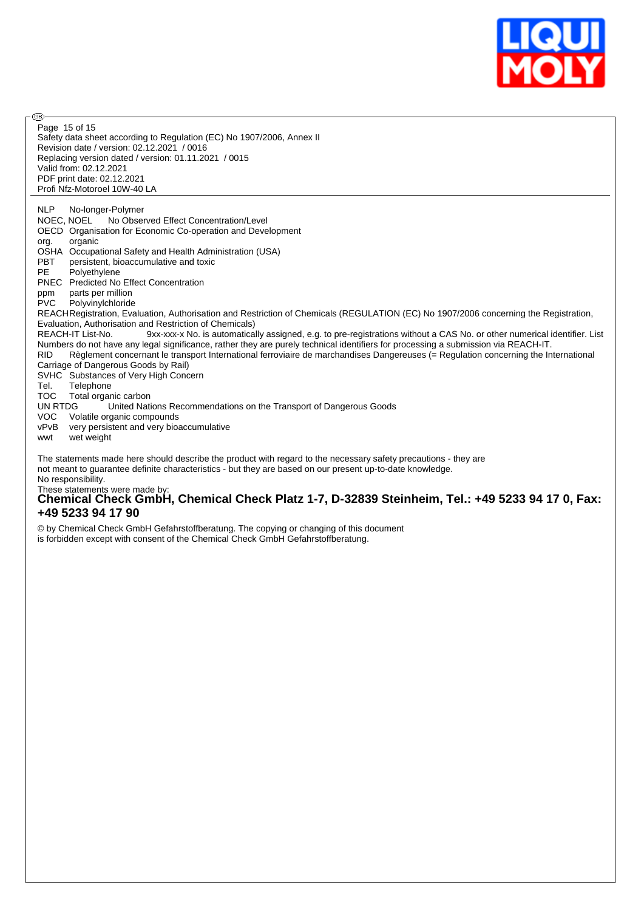NLP No-longer-Polymer
NOEC, NOEL No Observed Effect Concentration/Level
OECD Organisation for Economic Co-operation and Development
org. organic
OSHA Occupational Safety and Health Administration (USA)
PBT persistent, bioaccumulative and toxic
PE Polyethylene
PNEC Predicted No Effect Concentration
ppm parts per million
PVC Polyvinylchloride
REACH Registration, Evaluation, Authorisation and Restriction of Chemicals (REGULATION (EC) No 1907/2006 concerning the Registration, Evaluation, Authorisation and Restriction of Chemicals)
REACH-IT List-No. 9xx-xxx-x No. is automatically assigned, e.g. to pre-registrations without a CAS No. or other numerical identifier. List Numbers do not have any legal significance, rather they are purely technical identifiers for processing a submission via REACH-IT.
RID Règlement concernant le transport International ferroviaire de marchandises Dangereuses (= Regulation concerning the International Carriage of Dangerous Goods by Rail)
SVHC Substances of Very High Concern
Tel. Telephone
TOC Total organic carbon
UN RTDG United Nations Recommendations on the Transport of Dangerous Goods
VOC Volatile organic compounds
vPvB very persistent and very bioaccumulative
wwt wet weight

The statements made here should describe the product with regard to the necessary safety precautions - they are not meant to guarantee definite characteristics - but they are based on our present up-to-date knowledge.
No responsibility.
These statements were made by:
**Chemical Check GmbH, Chemical Check Platz 1-7, D-32839 Steinheim, Tel.: +49 5233 94 17 0, Fax: +49 5233 94 17 90**

© by Chemical Check GmbH Gefahrstoffberatung. The copying or changing of this document is forbidden except with consent of the Chemical Check GmbH Gefahrstoffberatung.